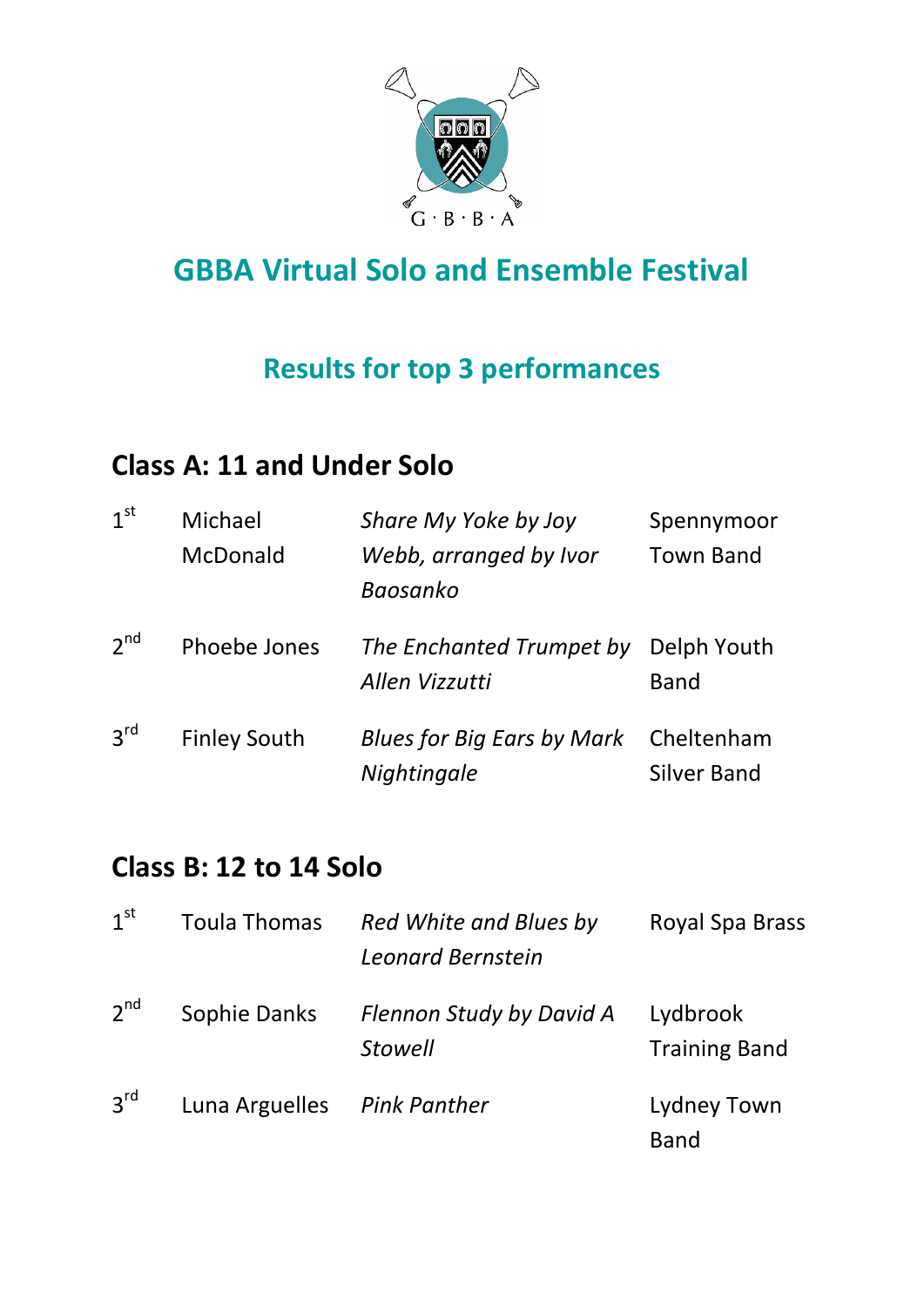G · B · B · A

# GBBA Virtual Solo and Ensemble Festival

## Results for top 3 performances

### Class A: 11 and Under Solo

| Place | Name | Piece | Band |
|---|---|---|---|
| 1st | Michael McDonald | *Share My Yoke by Joy Webb, arranged by Ivor Baosanko* | Spennymoor Town Band |
| 2nd | Phoebe Jones | *The Enchanted Trumpet by Allen Vizzutti* | Delph Youth Band |
| 3rd | Finley South | *Blues for Big Ears by Mark Nightingale* | Cheltenham Silver Band |

### Class B: 12 to 14 Solo

| Place | Name | Piece | Band |
|---|---|---|---|
| 1st | Toula Thomas | *Red White and Blues by Leonard Bernstein* | Royal Spa Brass |
| 2nd | Sophie Danks | *Flennon Study by David A Stowell* | Lydbrook Training Band |
| 3rd | Luna Arguelles | *Pink Panther* | Lydney Town Band |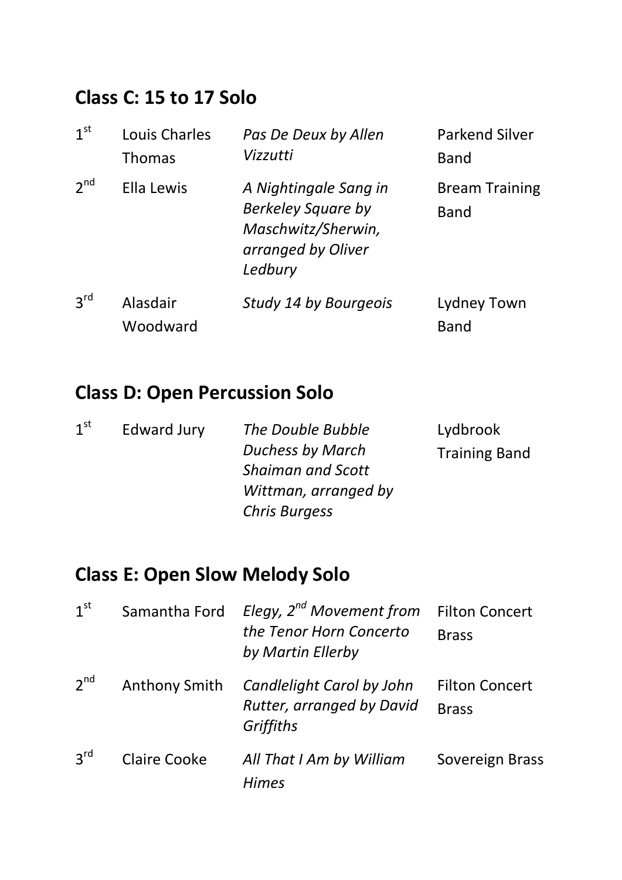## Class C: 15 to 17 Solo

| | | | |
|---|---|---|---|
| 1st | Louis Charles Thomas | *Pas De Deux by Allen Vizzutti* | Parkend Silver Band |
| 2nd | Ella Lewis | *A Nightingale Sang in Berkeley Square by Maschwitz/Sherwin, arranged by Oliver Ledbury* | Bream Training Band |
| 3rd | Alasdair Woodward | *Study 14 by Bourgeois* | Lydney Town Band |

## Class D: Open Percussion Solo

| | | | |
|---|---|---|---|
| 1st | Edward Jury | *The Double Bubble Duchess by March Shaiman and Scott Wittman, arranged by Chris Burgess* | Lydbrook Training Band |

## Class E: Open Slow Melody Solo

| | | | |
|---|---|---|---|
| 1st | Samantha Ford | *Elegy, 2nd Movement from the Tenor Horn Concerto by Martin Ellerby* | Filton Concert Brass |
| 2nd | Anthony Smith | *Candlelight Carol by John Rutter, arranged by David Griffiths* | Filton Concert Brass |
| 3rd | Claire Cooke | *All That I Am by William Himes* | Sovereign Brass |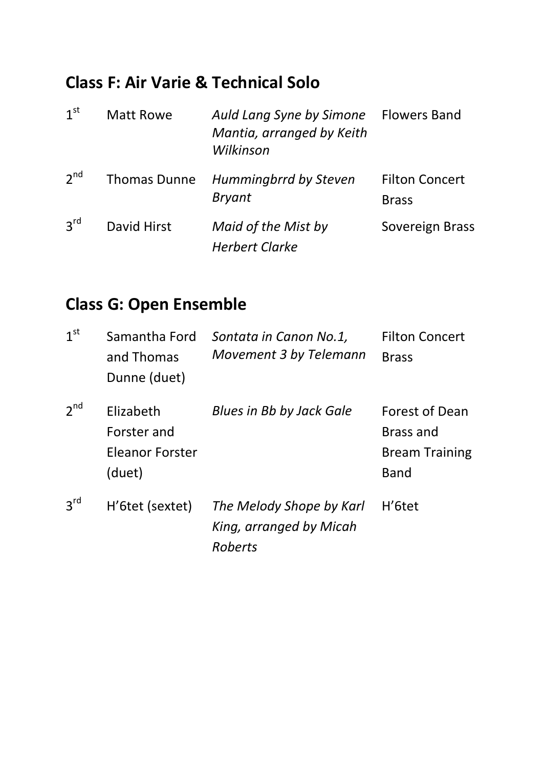## Class F: Air Varie & Technical Solo

| | | | |
|---|---|---|---|
| 1st | Matt Rowe | *Auld Lang Syne by Simone Mantia, arranged by Keith Wilkinson* | Flowers Band |
| 2nd | Thomas Dunne | *Hummingbrrd by Steven Bryant* | Filton Concert Brass |
| 3rd | David Hirst | *Maid of the Mist by Herbert Clarke* | Sovereign Brass |

## Class G: Open Ensemble

| | | | |
|---|---|---|---|
| 1st | Samantha Ford and Thomas Dunne (duet) | *Sontata in Canon No.1, Movement 3 by Telemann* | Filton Concert Brass |
| 2nd | Elizabeth Forster and Eleanor Forster (duet) | *Blues in Bb by Jack Gale* | Forest of Dean Brass and Bream Training Band |
| 3rd | H'6tet (sextet) | *The Melody Shope by Karl King, arranged by Micah Roberts* | H'6tet |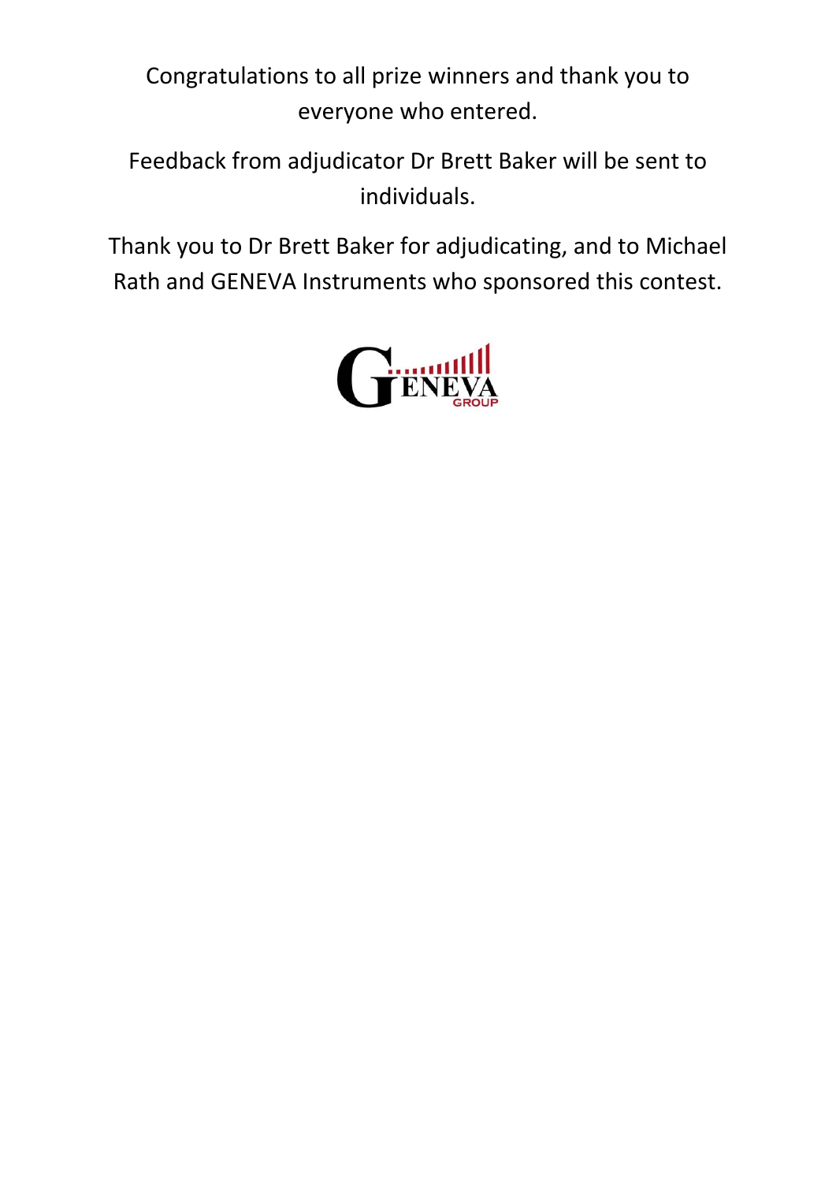Congratulations to all prize winners and thank you to everyone who entered.

Feedback from adjudicator Dr Brett Baker will be sent to individuals.

Thank you to Dr Brett Baker for adjudicating, and to Michael Rath and GENEVA Instruments who sponsored this contest.

GENEVA
GROUP